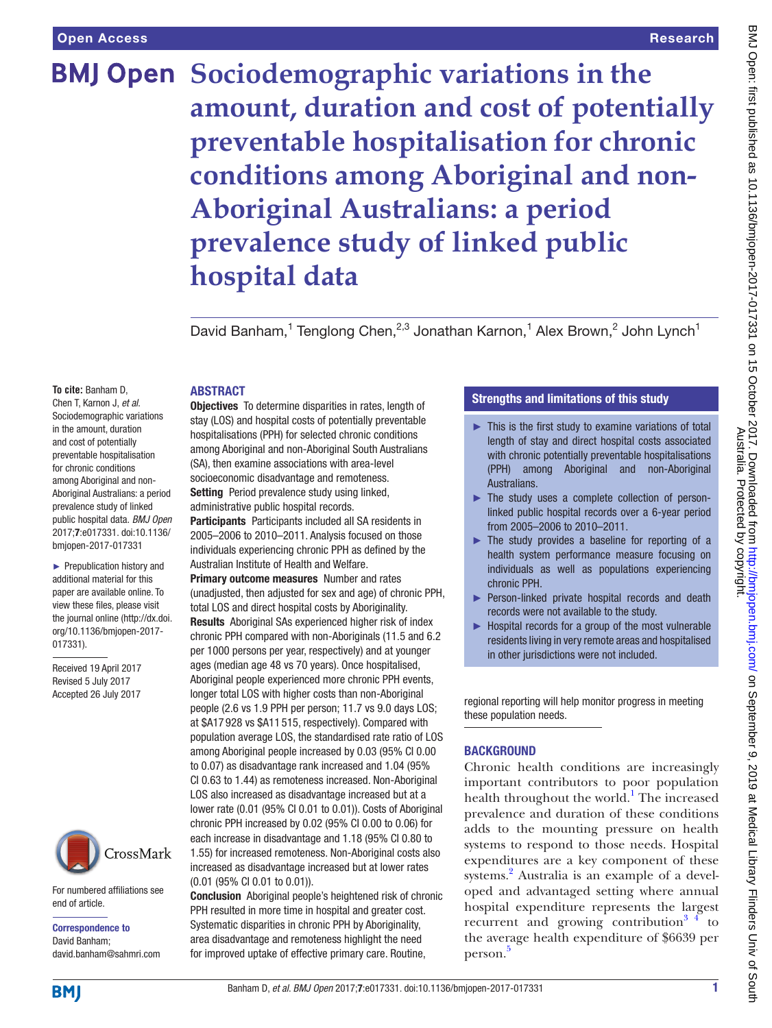Open Access

Research

# Sociodemographic variations in the amount, duration and cost of potentially preventable hospitalisation for chronic conditions among Aboriginal and non-Aboriginal Australians: a period prevalence study of linked public hospital data

David Banham,[1] Tenglong Chen,[2,3] Jonathan Karnon,[1] Alex Brown,[2] John Lynch[1]

**To cite:** Banham D, Chen T, Karnon J, *et al*. Sociodemographic variations in the amount, duration and cost of potentially preventable hospitalisation for chronic conditions among Aboriginal and non-Aboriginal Australians: a period prevalence study of linked public hospital data. *BMJ Open* 2017;**7**:e017331. doi:10.1136/bmjopen-2017-017331

► Prepublication history and additional material for this paper are available online. To view these files, please visit the journal online (http://dx.doi.org/10.1136/bmjopen-2017-017331).

Received 19 April 2017
Revised 5 July 2017
Accepted 26 July 2017

For numbered affiliations see end of article.

**Correspondence to**
David Banham;
david.banham@sahmri.com

## ABSTRACT

**Objectives** To determine disparities in rates, length of stay (LOS) and hospital costs of potentially preventable hospitalisations (PPH) for selected chronic conditions among Aboriginal and non-Aboriginal South Australians (SA), then examine associations with area-level socioeconomic disadvantage and remoteness.

**Setting** Period prevalence study using linked, administrative public hospital records.

**Participants** Participants included all SA residents in 2005–2006 to 2010–2011. Analysis focused on those individuals experiencing chronic PPH as defined by the Australian Institute of Health and Welfare.

**Primary outcome measures** Number and rates (unadjusted, then adjusted for sex and age) of chronic PPH, total LOS and direct hospital costs by Aboriginality.

**Results** Aboriginal SAs experienced higher risk of index chronic PPH compared with non-Aboriginals (11.5 and 6.2 per 1000 persons per year, respectively) and at younger ages (median age 48 vs 70 years). Once hospitalised, Aboriginal people experienced more chronic PPH events, longer total LOS with higher costs than non-Aboriginal people (2.6 vs 1.9 PPH per person; 11.7 vs 9.0 days LOS; at $A17 928 vs $A11 515, respectively). Compared with population average LOS, the standardised rate ratio of LOS among Aboriginal people increased by 0.03 (95% CI 0.00 to 0.07) as disadvantage rank increased and 1.04 (95% CI 0.63 to 1.44) as remoteness increased. Non-Aboriginal LOS also increased as disadvantage increased but at a lower rate (0.01 (95% CI 0.01 to 0.01)). Costs of Aboriginal chronic PPH increased by 0.02 (95% CI 0.00 to 0.06) for each increase in disadvantage and 1.18 (95% CI 0.80 to 1.55) for increased remoteness. Non-Aboriginal costs also increased as disadvantage increased but at lower rates (0.01 (95% CI 0.01 to 0.01)).

**Conclusion** Aboriginal people's heightened risk of chronic PPH resulted in more time in hospital and greater cost. Systematic disparities in chronic PPH by Aboriginality, area disadvantage and remoteness highlight the need for improved uptake of effective primary care. Routine, regional reporting will help monitor progress in meeting these population needs.

## Strengths and limitations of this study

- ► This is the first study to examine variations of total length of stay and direct hospital costs associated with chronic potentially preventable hospitalisations (PPH) among Aboriginal and non-Aboriginal Australians.
- ► The study uses a complete collection of person-linked public hospital records over a 6-year period from 2005–2006 to 2010–2011.
- ► The study provides a baseline for reporting of a health system performance measure focusing on individuals as well as populations experiencing chronic PPH.
- ► Person-linked private hospital records and death records were not available to the study.
- ► Hospital records for a group of the most vulnerable residents living in very remote areas and hospitalised in other jurisdictions were not included.

## BACKGROUND

Chronic health conditions are increasingly important contributors to poor population health throughout the world.[1] The increased prevalence and duration of these conditions adds to the mounting pressure on health systems to respond to those needs. Hospital expenditures are a key component of these systems.[2] Australia is an example of a developed and advantaged setting where annual hospital expenditure represents the largest recurrent and growing contribution[3 4] to the average health expenditure of $6639 per person.[5]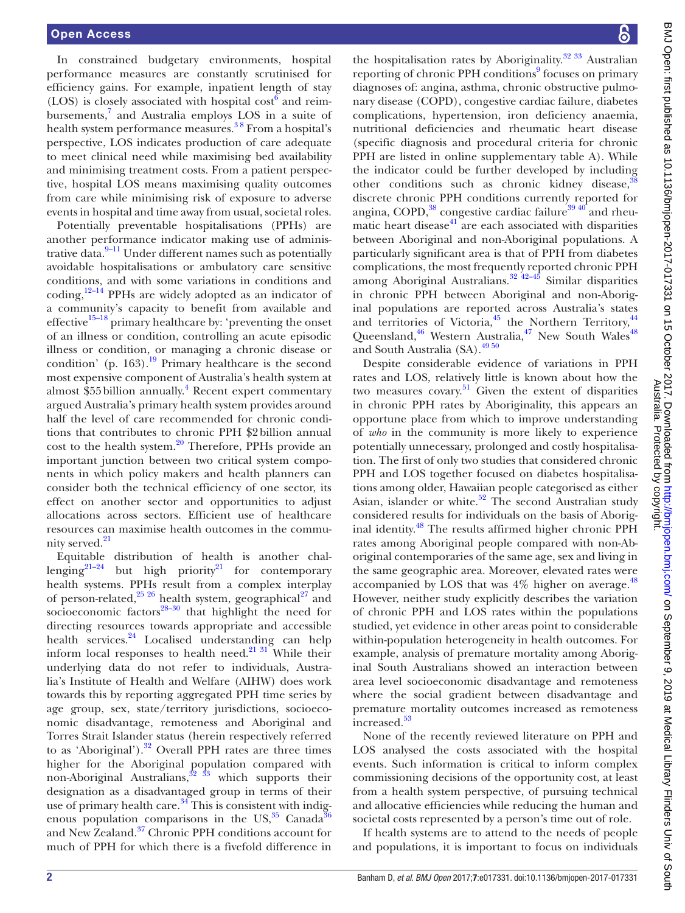In constrained budgetary environments, hospital performance measures are constantly scrutinised for efficiency gains. For example, inpatient length of stay (LOS) is closely associated with hospital cost[6] and reimbursements,[7] and Australia employs LOS in a suite of health system performance measures.[3 8] From a hospital's perspective, LOS indicates production of care adequate to meet clinical need while maximising bed availability and minimising treatment costs. From a patient perspective, hospital LOS means maximising quality outcomes from care while minimising risk of exposure to adverse events in hospital and time away from usual, societal roles.

Potentially preventable hospitalisations (PPHs) are another performance indicator making use of administrative data.[9–11] Under different names such as potentially avoidable hospitalisations or ambulatory care sensitive conditions, and with some variations in conditions and coding,[12–14] PPHs are widely adopted as an indicator of a community's capacity to benefit from available and effective[15–18] primary healthcare by: 'preventing the onset of an illness or condition, controlling an acute episodic illness or condition, or managing a chronic disease or condition' (p. 163).[19] Primary healthcare is the second most expensive component of Australia's health system at almost $55 billion annually.[4] Recent expert commentary argued Australia's primary health system provides around half the level of care recommended for chronic conditions that contributes to chronic PPH $2 billion annual cost to the health system.[20] Therefore, PPHs provide an important junction between two critical system components in which policy makers and health planners can consider both the technical efficiency of one sector, its effect on another sector and opportunities to adjust allocations across sectors. Efficient use of healthcare resources can maximise health outcomes in the community served.[21]

Equitable distribution of health is another challenging[21–24] but high priority[21] for contemporary health systems. PPHs result from a complex interplay of person-related,[25 26] health system, geographical[27] and socioeconomic factors[28–30] that highlight the need for directing resources towards appropriate and accessible health services.[24] Localised understanding can help inform local responses to health need.[21 31] While their underlying data do not refer to individuals, Australia's Institute of Health and Welfare (AIHW) does work towards this by reporting aggregated PPH time series by age group, sex, state/territory jurisdictions, socioeconomic disadvantage, remoteness and Aboriginal and Torres Strait Islander status (herein respectively referred to as 'Aboriginal').[32] Overall PPH rates are three times higher for the Aboriginal population compared with non-Aboriginal Australians,[32 33] which supports their designation as a disadvantaged group in terms of their use of primary health care.[34] This is consistent with indigenous population comparisons in the US,[35] Canada[36] and New Zealand.[37] Chronic PPH conditions account for much of PPH for which there is a fivefold difference in the hospitalisation rates by Aboriginality.[32 33] Australian reporting of chronic PPH conditions[9] focuses on primary diagnoses of: angina, asthma, chronic obstructive pulmonary disease (COPD), congestive cardiac failure, diabetes complications, hypertension, iron deficiency anaemia, nutritional deficiencies and rheumatic heart disease (specific diagnosis and procedural criteria for chronic PPH are listed in online supplementary table A). While the indicator could be further developed by including other conditions such as chronic kidney disease,[38] discrete chronic PPH conditions currently reported for angina, COPD,[38] congestive cardiac failure[39 40] and rheumatic heart disease[41] are each associated with disparities between Aboriginal and non-Aboriginal populations. A particularly significant area is that of PPH from diabetes complications, the most frequently reported chronic PPH among Aboriginal Australians.[32 42–45] Similar disparities in chronic PPH between Aboriginal and non-Aboriginal populations are reported across Australia's states and territories of Victoria,[45] the Northern Territory,[44] Queensland,[46] Western Australia,[47] New South Wales[48] and South Australia (SA).[49 50]

Despite considerable evidence of variations in PPH rates and LOS, relatively little is known about how the two measures covary.[51] Given the extent of disparities in chronic PPH rates by Aboriginality, this appears an opportune place from which to improve understanding of *who* in the community is more likely to experience potentially unnecessary, prolonged and costly hospitalisation. The first of only two studies that considered chronic PPH and LOS together focused on diabetes hospitalisations among older, Hawaiian people categorised as either Asian, islander or white.[52] The second Australian study considered results for individuals on the basis of Aboriginal identity.[48] The results affirmed higher chronic PPH rates among Aboriginal people compared with non-Aboriginal contemporaries of the same age, sex and living in the same geographic area. Moreover, elevated rates were accompanied by LOS that was 4% higher on average.[48] However, neither study explicitly describes the variation of chronic PPH and LOS rates within the populations studied, yet evidence in other areas point to considerable within-population heterogeneity in health outcomes. For example, analysis of premature mortality among Aboriginal South Australians showed an interaction between area level socioeconomic disadvantage and remoteness where the social gradient between disadvantage and premature mortality outcomes increased as remoteness increased.[53]

None of the recently reviewed literature on PPH and LOS analysed the costs associated with the hospital events. Such information is critical to inform complex commissioning decisions of the opportunity cost, at least from a health system perspective, of pursuing technical and allocative efficiencies while reducing the human and societal costs represented by a person's time out of role.

If health systems are to attend to the needs of people and populations, it is important to focus on individuals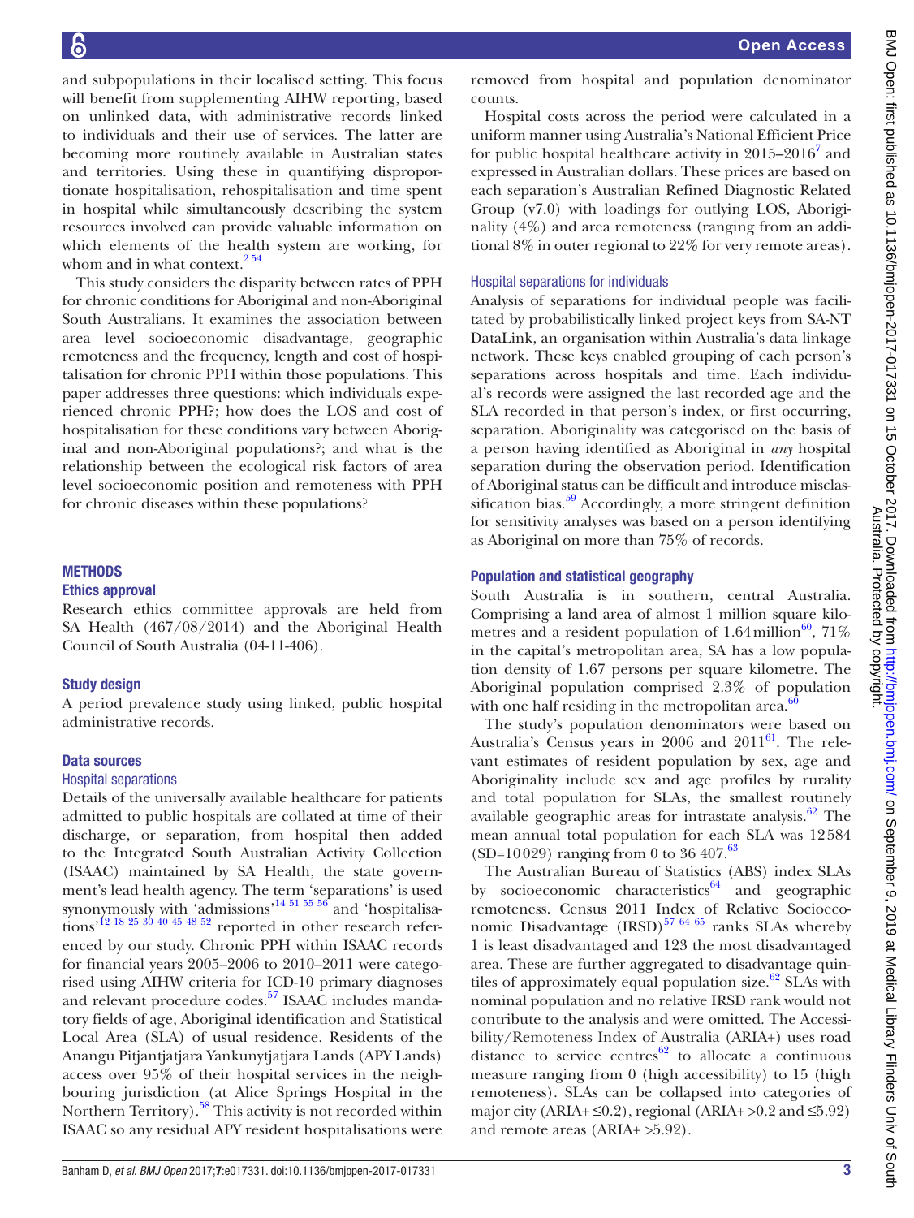and subpopulations in their localised setting. This focus will benefit from supplementing AIHW reporting, based on unlinked data, with administrative records linked to individuals and their use of services. The latter are becoming more routinely available in Australian states and territories. Using these in quantifying disproportionate hospitalisation, rehospitalisation and time spent in hospital while simultaneously describing the system resources involved can provide valuable information on which elements of the health system are working, for whom and in what context.[2 54]

This study considers the disparity between rates of PPH for chronic conditions for Aboriginal and non-Aboriginal South Australians. It examines the association between area level socioeconomic disadvantage, geographic remoteness and the frequency, length and cost of hospitalisation for chronic PPH within those populations. This paper addresses three questions: which individuals experienced chronic PPH?; how does the LOS and cost of hospitalisation for these conditions vary between Aboriginal and non-Aboriginal populations?; and what is the relationship between the ecological risk factors of area level socioeconomic position and remoteness with PPH for chronic diseases within these populations?

## METHODS

### Ethics approval

Research ethics committee approvals are held from SA Health (467/08/2014) and the Aboriginal Health Council of South Australia (04-11-406).

### Study design

A period prevalence study using linked, public hospital administrative records.

### Data sources

#### Hospital separations

Details of the universally available healthcare for patients admitted to public hospitals are collated at time of their discharge, or separation, from hospital then added to the Integrated South Australian Activity Collection (ISAAC) maintained by SA Health, the state government's lead health agency. The term 'separations' is used synonymously with 'admissions'[14 51 55 56] and 'hospitalisations'[12 18 25 30 40 45 48 52] reported in other research referenced by our study. Chronic PPH within ISAAC records for financial years 2005–2006 to 2010–2011 were categorised using AIHW criteria for ICD-10 primary diagnoses and relevant procedure codes.[57] ISAAC includes mandatory fields of age, Aboriginal identification and Statistical Local Area (SLA) of usual residence. Residents of the Anangu Pitjantjatjara Yankunytjatjara Lands (APY Lands) access over 95% of their hospital services in the neighbouring jurisdiction (at Alice Springs Hospital in the Northern Territory).[58] This activity is not recorded within ISAAC so any residual APY resident hospitalisations were removed from hospital and population denominator counts.

Hospital costs across the period were calculated in a uniform manner using Australia's National Efficient Price for public hospital healthcare activity in 2015–2016[7] and expressed in Australian dollars. These prices are based on each separation's Australian Refined Diagnostic Related Group (v7.0) with loadings for outlying LOS, Aboriginality (4%) and area remoteness (ranging from an additional 8% in outer regional to 22% for very remote areas).

#### Hospital separations for individuals

Analysis of separations for individual people was facilitated by probabilistically linked project keys from SA-NT DataLink, an organisation within Australia's data linkage network. These keys enabled grouping of each person's separations across hospitals and time. Each individual's records were assigned the last recorded age and the SLA recorded in that person's index, or first occurring, separation. Aboriginality was categorised on the basis of a person having identified as Aboriginal in *any* hospital separation during the observation period. Identification of Aboriginal status can be difficult and introduce misclassification bias.[59] Accordingly, a more stringent definition for sensitivity analyses was based on a person identifying as Aboriginal on more than 75% of records.

### Population and statistical geography

South Australia is in southern, central Australia. Comprising a land area of almost 1 million square kilometres and a resident population of 1.64 million[60], 71% in the capital's metropolitan area, SA has a low population density of 1.67 persons per square kilometre. The Aboriginal population comprised 2.3% of population with one half residing in the metropolitan area.[60]

The study's population denominators were based on Australia's Census years in 2006 and 2011[61]. The relevant estimates of resident population by sex, age and Aboriginality include sex and age profiles by rurality and total population for SLAs, the smallest routinely available geographic areas for intrastate analysis.[62] The mean annual total population for each SLA was 12 584 (SD=10 029) ranging from 0 to 36 407.[63]

The Australian Bureau of Statistics (ABS) index SLAs by socioeconomic characteristics[64] and geographic remoteness. Census 2011 Index of Relative Socioeconomic Disadvantage (IRSD)[57 64 65] ranks SLAs whereby 1 is least disadvantaged and 123 the most disadvantaged area. These are further aggregated to disadvantage quintiles of approximately equal population size.[62] SLAs with nominal population and no relative IRSD rank would not contribute to the analysis and were omitted. The Accessibility/Remoteness Index of Australia (ARIA+) uses road distance to service centres[62] to allocate a continuous measure ranging from 0 (high accessibility) to 15 (high remoteness). SLAs can be collapsed into categories of major city (ARIA+ ≤0.2), regional (ARIA+ >0.2 and ≤5.92) and remote areas (ARIA+ >5.92).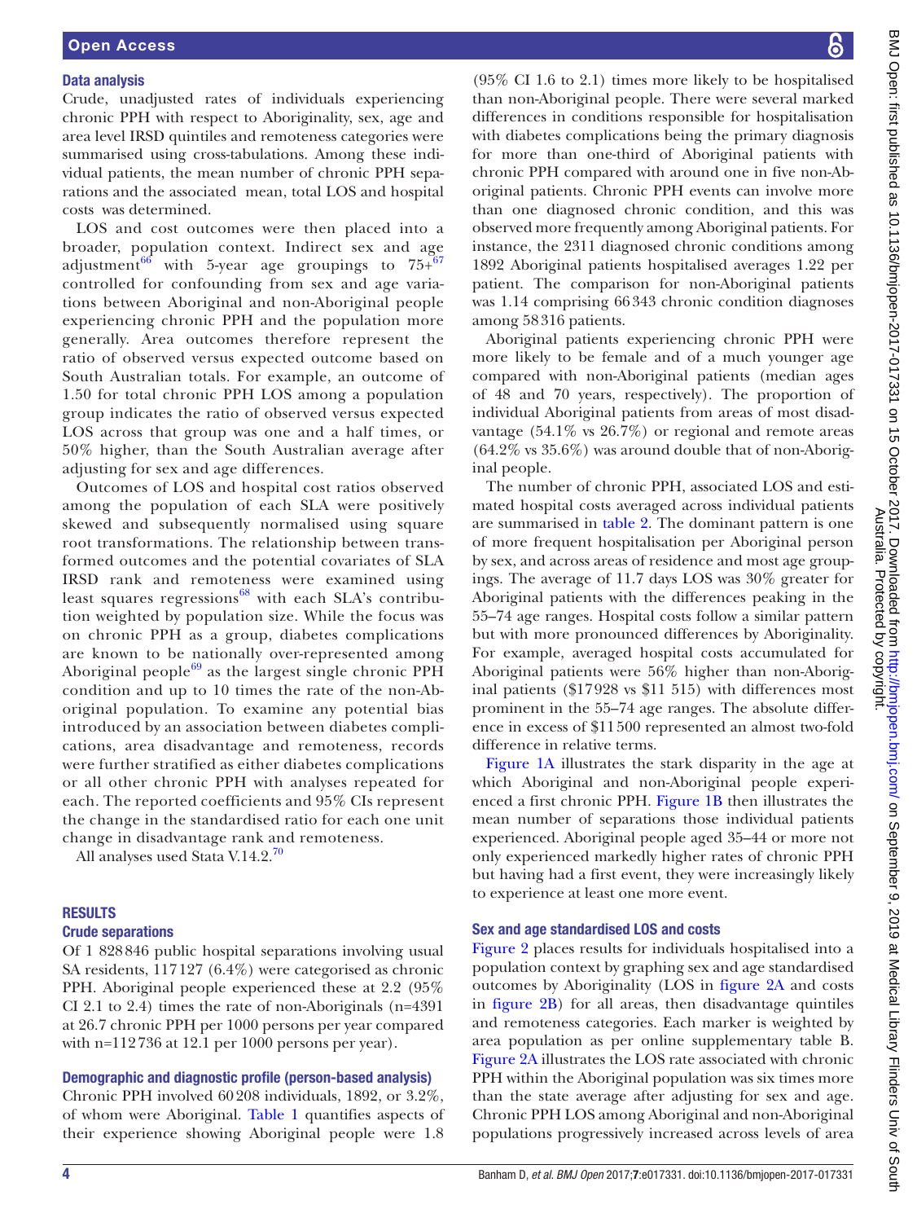### Data analysis

Crude, unadjusted rates of individuals experiencing chronic PPH with respect to Aboriginality, sex, age and area level IRSD quintiles and remoteness categories were summarised using cross-tabulations. Among these individual patients, the mean number of chronic PPH separations and the associated mean, total LOS and hospital costs was determined.

LOS and cost outcomes were then placed into a broader, population context. Indirect sex and age adjustment[66] with 5-year age groupings to 75+[67] controlled for confounding from sex and age variations between Aboriginal and non-Aboriginal people experiencing chronic PPH and the population more generally. Area outcomes therefore represent the ratio of observed versus expected outcome based on South Australian totals. For example, an outcome of 1.50 for total chronic PPH LOS among a population group indicates the ratio of observed versus expected LOS across that group was one and a half times, or 50% higher, than the South Australian average after adjusting for sex and age differences.

Outcomes of LOS and hospital cost ratios observed among the population of each SLA were positively skewed and subsequently normalised using square root transformations. The relationship between transformed outcomes and the potential covariates of SLA IRSD rank and remoteness were examined using least squares regressions[68] with each SLA's contribution weighted by population size. While the focus was on chronic PPH as a group, diabetes complications are known to be nationally over-represented among Aboriginal people[69] as the largest single chronic PPH condition and up to 10 times the rate of the non-Aboriginal population. To examine any potential bias introduced by an association between diabetes complications, area disadvantage and remoteness, records were further stratified as either diabetes complications or all other chronic PPH with analyses repeated for each. The reported coefficients and 95% CIs represent the change in the standardised ratio for each one unit change in disadvantage rank and remoteness.

All analyses used Stata V.14.2.[70]

## RESULTS

### Crude separations

Of 1 828 846 public hospital separations involving usual SA residents, 117 127 (6.4%) were categorised as chronic PPH. Aboriginal people experienced these at 2.2 (95% CI 2.1 to 2.4) times the rate of non-Aboriginals (n=4391 at 26.7 chronic PPH per 1000 persons per year compared with n=112 736 at 12.1 per 1000 persons per year).

### Demographic and diagnostic profile (person-based analysis)

Chronic PPH involved 60 208 individuals, 1892, or 3.2%, of whom were Aboriginal. Table 1 quantifies aspects of their experience showing Aboriginal people were 1.8 (95% CI 1.6 to 2.1) times more likely to be hospitalised than non-Aboriginal people. There were several marked differences in conditions responsible for hospitalisation with diabetes complications being the primary diagnosis for more than one-third of Aboriginal patients with chronic PPH compared with around one in five non-Aboriginal patients. Chronic PPH events can involve more than one diagnosed chronic condition, and this was observed more frequently among Aboriginal patients. For instance, the 2311 diagnosed chronic conditions among 1892 Aboriginal patients hospitalised averages 1.22 per patient. The comparison for non-Aboriginal patients was 1.14 comprising 66 343 chronic condition diagnoses among 58 316 patients.

Aboriginal patients experiencing chronic PPH were more likely to be female and of a much younger age compared with non-Aboriginal patients (median ages of 48 and 70 years, respectively). The proportion of individual Aboriginal patients from areas of most disadvantage (54.1% vs 26.7%) or regional and remote areas (64.2% vs 35.6%) was around double that of non-Aboriginal people.

The number of chronic PPH, associated LOS and estimated hospital costs averaged across individual patients are summarised in table 2. The dominant pattern is one of more frequent hospitalisation per Aboriginal person by sex, and across areas of residence and most age groupings. The average of 11.7 days LOS was 30% greater for Aboriginal patients with the differences peaking in the 55–74 age ranges. Hospital costs follow a similar pattern but with more pronounced differences by Aboriginality. For example, averaged hospital costs accumulated for Aboriginal patients were 56% higher than non-Aboriginal patients ($17 928 vs $11 515) with differences most prominent in the 55–74 age ranges. The absolute difference in excess of $11 500 represented an almost two-fold difference in relative terms.

Figure 1A illustrates the stark disparity in the age at which Aboriginal and non-Aboriginal people experienced a first chronic PPH. Figure 1B then illustrates the mean number of separations those individual patients experienced. Aboriginal people aged 35–44 or more not only experienced markedly higher rates of chronic PPH but having had a first event, they were increasingly likely to experience at least one more event.

### Sex and age standardised LOS and costs

Figure 2 places results for individuals hospitalised into a population context by graphing sex and age standardised outcomes by Aboriginality (LOS in figure 2A and costs in figure 2B) for all areas, then disadvantage quintiles and remoteness categories. Each marker is weighted by area population as per online supplementary table B. Figure 2A illustrates the LOS rate associated with chronic PPH within the Aboriginal population was six times more than the state average after adjusting for sex and age. Chronic PPH LOS among Aboriginal and non-Aboriginal populations progressively increased across levels of area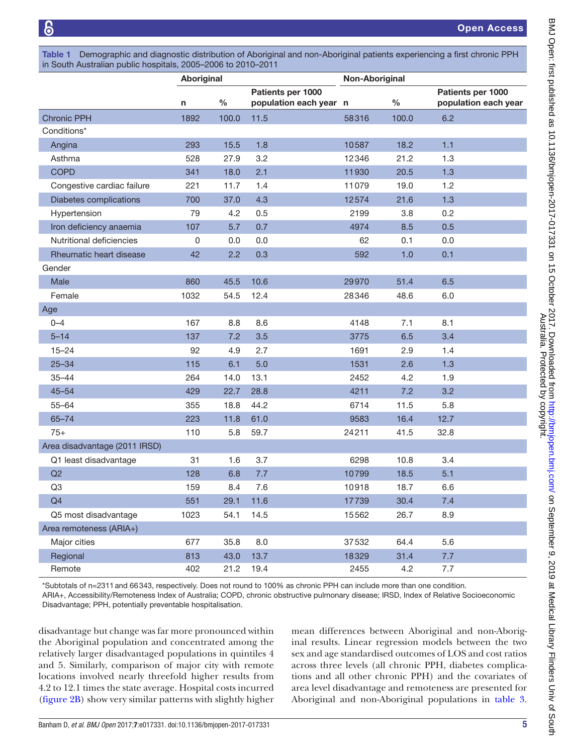**Table 1** Demographic and diagnostic distribution of Aboriginal and non-Aboriginal patients experiencing a first chronic PPH in South Australian public hospitals, 2005–2006 to 2010–2011

| | Aboriginal | | | Non-Aboriginal | | |
|---|---|---|---|---|---|---|
| | n | % | Patients per 1000 population each year | n | % | Patients per 1000 population each year |
| Chronic PPH | 1892 | 100.0 | 11.5 | 58316 | 100.0 | 6.2 |
| Conditions* | | | | | | |
| Angina | 293 | 15.5 | 1.8 | 10587 | 18.2 | 1.1 |
| Asthma | 528 | 27.9 | 3.2 | 12346 | 21.2 | 1.3 |
| COPD | 341 | 18.0 | 2.1 | 11930 | 20.5 | 1.3 |
| Congestive cardiac failure | 221 | 11.7 | 1.4 | 11079 | 19.0 | 1.2 |
| Diabetes complications | 700 | 37.0 | 4.3 | 12574 | 21.6 | 1.3 |
| Hypertension | 79 | 4.2 | 0.5 | 2199 | 3.8 | 0.2 |
| Iron deficiency anaemia | 107 | 5.7 | 0.7 | 4974 | 8.5 | 0.5 |
| Nutritional deficiencies | 0 | 0.0 | 0.0 | 62 | 0.1 | 0.0 |
| Rheumatic heart disease | 42 | 2.2 | 0.3 | 592 | 1.0 | 0.1 |
| Gender | | | | | | |
| Male | 860 | 45.5 | 10.6 | 29970 | 51.4 | 6.5 |
| Female | 1032 | 54.5 | 12.4 | 28346 | 48.6 | 6.0 |
| Age | | | | | | |
| 0–4 | 167 | 8.8 | 8.6 | 4148 | 7.1 | 8.1 |
| 5–14 | 137 | 7.2 | 3.5 | 3775 | 6.5 | 3.4 |
| 15–24 | 92 | 4.9 | 2.7 | 1691 | 2.9 | 1.4 |
| 25–34 | 115 | 6.1 | 5.0 | 1531 | 2.6 | 1.3 |
| 35–44 | 264 | 14.0 | 13.1 | 2452 | 4.2 | 1.9 |
| 45–54 | 429 | 22.7 | 28.8 | 4211 | 7.2 | 3.2 |
| 55–64 | 355 | 18.8 | 44.2 | 6714 | 11.5 | 5.8 |
| 65–74 | 223 | 11.8 | 61.0 | 9583 | 16.4 | 12.7 |
| 75+ | 110 | 5.8 | 59.7 | 24211 | 41.5 | 32.8 |
| Area disadvantage (2011 IRSD) | | | | | | |
| Q1 least disadvantage | 31 | 1.6 | 3.7 | 6298 | 10.8 | 3.4 |
| Q2 | 128 | 6.8 | 7.7 | 10799 | 18.5 | 5.1 |
| Q3 | 159 | 8.4 | 7.6 | 10918 | 18.7 | 6.6 |
| Q4 | 551 | 29.1 | 11.6 | 17739 | 30.4 | 7.4 |
| Q5 most disadvantage | 1023 | 54.1 | 14.5 | 15562 | 26.7 | 8.9 |
| Area remoteness (ARIA+) | | | | | | |
| Major cities | 677 | 35.8 | 8.0 | 37532 | 64.4 | 5.6 |
| Regional | 813 | 43.0 | 13.7 | 18329 | 31.4 | 7.7 |
| Remote | 402 | 21.2 | 19.4 | 2455 | 4.2 | 7.7 |

*Subtotals of n=2311 and 66343, respectively. Does not round to 100% as chronic PPH can include more than one condition.
ARIA+, Accessibility/Remoteness Index of Australia; COPD, chronic obstructive pulmonary disease; IRSD, Index of Relative Socioeconomic Disadvantage; PPH, potentially preventable hospitalisation.

disadvantage but change was far more pronounced within the Aboriginal population and concentrated among the relatively larger disadvantaged populations in quintiles 4 and 5. Similarly, comparison of major city with remote locations involved nearly threefold higher results from 4.2 to 12.1 times the state average. Hospital costs incurred (figure 2B) show very similar patterns with slightly higher mean differences between Aboriginal and non-Aboriginal results. Linear regression models between the two sex and age standardised outcomes of LOS and cost ratios across three levels (all chronic PPH, diabetes complications and all other chronic PPH) and the covariates of area level disadvantage and remoteness are presented for Aboriginal and non-Aboriginal populations in table 3.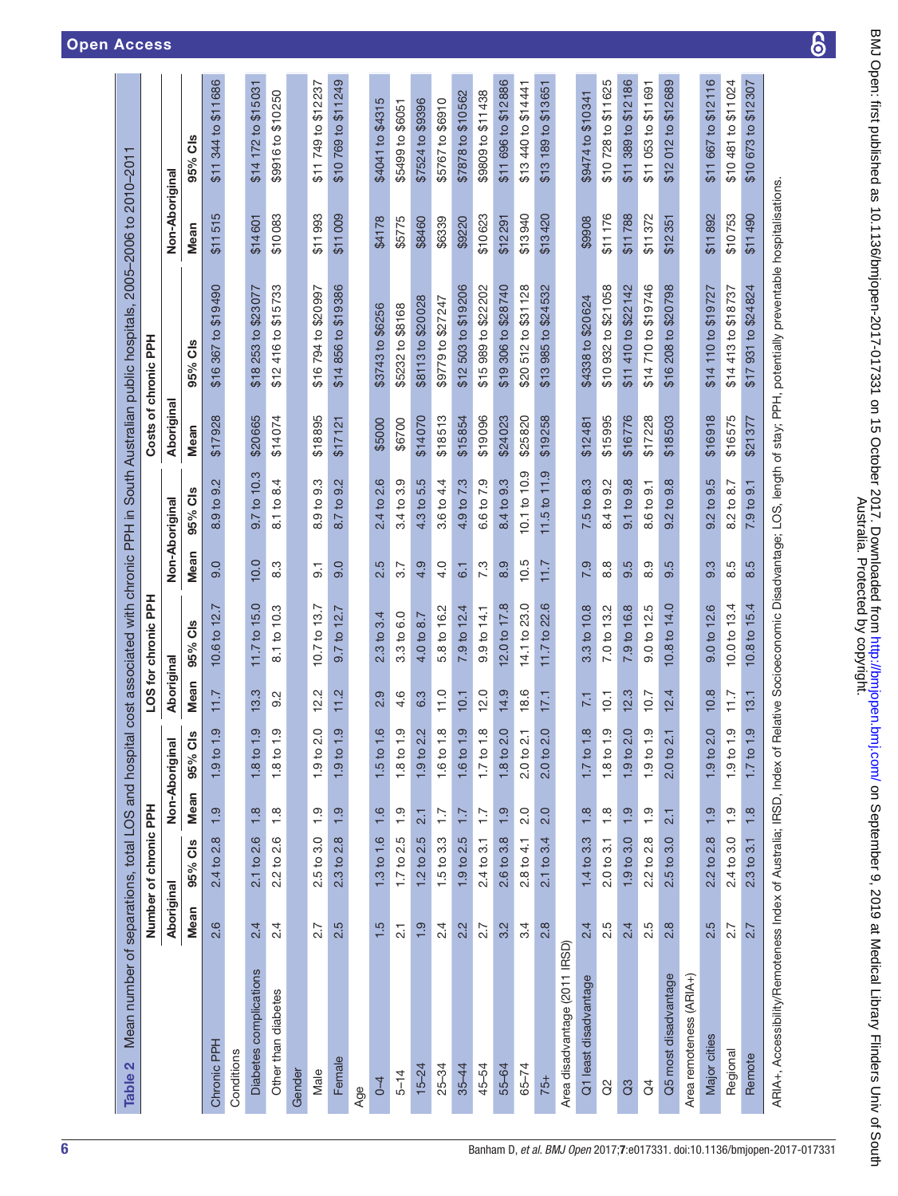**Table 2** Mean number of separations, total LOS and hospital cost associated with chronic PPH in South Australian public hospitals, 2005–2006 to 2010–2011

| | Number of chronic PPH | | | | LOS for chronic PPH | | | | Costs of chronic PPH | | | |
|---|---|---|---|---|---|---|---|---|---|---|---|---|
| | Aboriginal | | Non-Aboriginal | | Aboriginal | | Non-Aboriginal | | Aboriginal | | Non-Aboriginal | |
| | Mean | 95% CIs | Mean | 95% CIs | Mean | 95% CIs | Mean | 95% CIs | Mean | 95% CIs | Mean | 95% CIs |
| Chronic PPH | 2.6 | 2.4 to 2.8 | 1.9 | 1.9 to 1.9 | 11.7 | 10.6 to 12.7 | 9.0 | 8.9 to 9.2 | $17928 | $16 367 to $19490 | $11515 | $11 344 to $11686 |
| Conditions | | | | | | | | | | | | |
| Diabetes complications | 2.4 | 2.1 to 2.6 | 1.8 | 1.8 to 1.9 | 13.3 | 11.7 to 15.0 | 10.0 | 9.7 to 10.3 | $20665 | $18 253 to $23077 | $14601 | $14 172 to $15031 |
| Other than diabetes | 2.4 | 2.2 to 2.6 | 1.8 | 1.8 to 1.9 | 9.2 | 8.1 to 10.3 | 8.3 | 8.1 to 8.4 | $14074 | $12 416 to $15733 | $10083 | $9916 to $10250 |
| Gender | | | | | | | | | | | | |
| Male | 2.7 | 2.5 to 3.0 | 1.9 | 1.9 to 2.0 | 12.2 | 10.7 to 13.7 | 9.1 | 8.9 to 9.3 | $18895 | $16 794 to $20997 | $11993 | $11 749 to $12237 |
| Female | 2.5 | 2.3 to 2.8 | 1.9 | 1.9 to 1.9 | 11.2 | 9.7 to 12.7 | 9.0 | 8.7 to 9.2 | $17121 | $14 856 to $19386 | $11009 | $10 769 to $11249 |
| Age | | | | | | | | | | | | |
| 0–4 | 1.5 | 1.3 to 1.6 | 1.6 | 1.5 to 1.6 | 2.9 | 2.3 to 3.4 | 2.5 | 2.4 to 2.6 | $5000 | $3743 to $6256 | $4178 | $4041 to $4315 |
| 5–14 | 2.1 | 1.7 to 2.5 | 1.9 | 1.8 to 1.9 | 4.6 | 3.3 to 6.0 | 3.7 | 3.4 to 3.9 | $6700 | $5232 to $8168 | $5775 | $5499 to $6051 |
| 15–24 | 1.9 | 1.2 to 2.5 | 2.1 | 1.9 to 2.2 | 6.3 | 4.0 to 8.7 | 4.9 | 4.3 to 5.5 | $14070 | $8113 to $20028 | $8460 | $7524 to $9396 |
| 25–34 | 2.4 | 1.5 to 3.3 | 1.7 | 1.6 to 1.8 | 11.0 | 5.8 to 16.2 | 4.0 | 3.6 to 4.4 | $18513 | $9779 to $27247 | $6339 | $5767 to $6910 |
| 35–44 | 2.2 | 1.9 to 2.5 | 1.7 | 1.6 to 1.9 | 10.1 | 7.9 to 12.4 | 6.1 | 4.9 to 7.3 | $15854 | $12 503 to $19206 | $9220 | $7878 to $10562 |
| 45–54 | 2.7 | 2.4 to 3.1 | 1.7 | 1.7 to 1.8 | 12.0 | 9.9 to 14.1 | 7.3 | 6.6 to 7.9 | $19096 | $15 989 to $22202 | $10623 | $9809 to $11438 |
| 55–64 | 3.2 | 2.6 to 3.8 | 1.9 | 1.8 to 2.0 | 14.9 | 12.0 to 17.8 | 8.9 | 8.4 to 9.3 | $24023 | $19 306 to $28740 | $12291 | $11 696 to $12886 |
| 65–74 | 3.4 | 2.8 to 4.1 | 2.0 | 2.0 to 2.1 | 18.6 | 14.1 to 23.0 | 10.5 | 10.1 to 10.9 | $25820 | $20 512 to $31128 | $13940 | $13 440 to $14441 |
| 75+ | 2.8 | 2.1 to 3.4 | 2.0 | 2.0 to 2.0 | 17.1 | 11.7 to 22.6 | 11.7 | 11.5 to 11.9 | $19258 | $13 985 to $24532 | $13420 | $13 189 to $13651 |
| Area disadvantage (2011 IRSD) | | | | | | | | | | | | |
| Q1 least disadvantage | 2.4 | 1.4 to 3.3 | 1.8 | 1.7 to 1.8 | 7.1 | 3.3 to 10.8 | 7.9 | 7.5 to 8.3 | $12481 | $4338 to $20624 | $9908 | $9474 to $10341 |
| Q2 | 2.5 | 2.0 to 3.1 | 1.8 | 1.8 to 1.9 | 10.1 | 7.0 to 13.2 | 8.8 | 8.4 to 9.2 | $15995 | $10 932 to $21058 | $11176 | $10 728 to $11625 |
| Q3 | 2.4 | 1.9 to 3.0 | 1.9 | 1.9 to 2.0 | 12.3 | 7.9 to 16.8 | 9.5 | 9.1 to 9.8 | $16776 | $11 410 to $22142 | $11788 | $11 389 to $12186 |
| Q4 | 2.5 | 2.2 to 2.8 | 1.9 | 1.9 to 1.9 | 10.7 | 9.0 to 12.5 | 8.9 | 8.6 to 9.1 | $17228 | $14 710 to $19746 | $11372 | $11 053 to $11691 |
| Q5 most disadvantage | 2.8 | 2.5 to 3.0 | 2.1 | 2.0 to 2.1 | 12.4 | 10.8 to 14.0 | 9.5 | 9.2 to 9.8 | $18503 | $16 208 to $20798 | $12351 | $12 012 to $12689 |
| Area remoteness (ARIA+) | | | | | | | | | | | | |
| Major cities | 2.5 | 2.2 to 2.8 | 1.9 | 1.9 to 2.0 | 10.8 | 9.0 to 12.6 | 9.3 | 9.2 to 9.5 | $16918 | $14 110 to $19727 | $11892 | $11 667 to $12116 |
| Regional | 2.7 | 2.4 to 3.0 | 1.9 | 1.9 to 1.9 | 11.7 | 10.0 to 13.4 | 8.5 | 8.2 to 8.7 | $16575 | $14 413 to $18737 | $10753 | $10 481 to $11024 |
| Remote | 2.7 | 2.3 to 3.1 | 1.8 | 1.7 to 1.9 | 13.1 | 10.8 to 15.4 | 8.5 | 7.9 to 9.1 | $21377 | $17 931 to $24824 | $11490 | $10 673 to $12307 |

ARIA+, Accessibility/Remoteness Index of Australia; IRSD, Index of Relative Socioeconomic Disadvantage; LOS, length of stay; PPH, potentially preventable hospitalisations.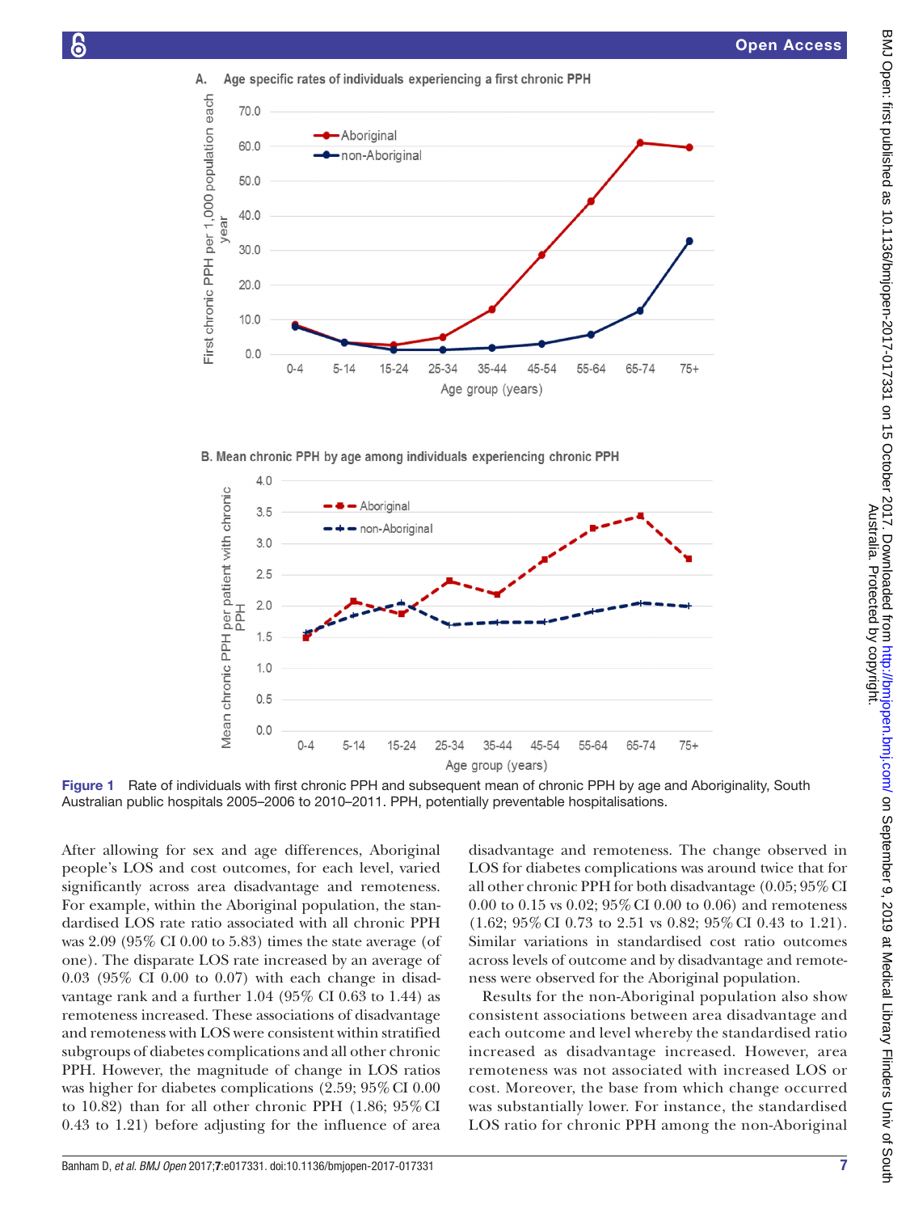Figure 1 Rate of individuals with first chronic PPH and subsequent mean of chronic PPH by age and Aboriginality, South Australian public hospitals 2005–2006 to 2010–2011. PPH, potentially preventable hospitalisations.

After allowing for sex and age differences, Aboriginal people's LOS and cost outcomes, for each level, varied significantly across area disadvantage and remoteness. For example, within the Aboriginal population, the standardised LOS rate ratio associated with all chronic PPH was 2.09 (95% CI 0.00 to 5.83) times the state average (of one). The disparate LOS rate increased by an average of 0.03 (95% CI 0.00 to 0.07) with each change in disadvantage rank and a further 1.04 (95% CI 0.63 to 1.44) as remoteness increased. These associations of disadvantage and remoteness with LOS were consistent within stratified subgroups of diabetes complications and all other chronic PPH. However, the magnitude of change in LOS ratios was higher for diabetes complications (2.59; 95% CI 0.00 to 10.82) than for all other chronic PPH (1.86; 95% CI 0.43 to 1.21) before adjusting for the influence of area disadvantage and remoteness. The change observed in LOS for diabetes complications was around twice that for all other chronic PPH for both disadvantage (0.05; 95% CI 0.00 to 0.15 vs 0.02; 95% CI 0.00 to 0.06) and remoteness (1.62; 95% CI 0.73 to 2.51 vs 0.82; 95% CI 0.43 to 1.21). Similar variations in standardised cost ratio outcomes across levels of outcome and by disadvantage and remoteness were observed for the Aboriginal population.

Results for the non-Aboriginal population also show consistent associations between area disadvantage and each outcome and level whereby the standardised ratio increased as disadvantage increased. However, area remoteness was not associated with increased LOS or cost. Moreover, the base from which change occurred was substantially lower. For instance, the standardised LOS ratio for chronic PPH among the non-Aboriginal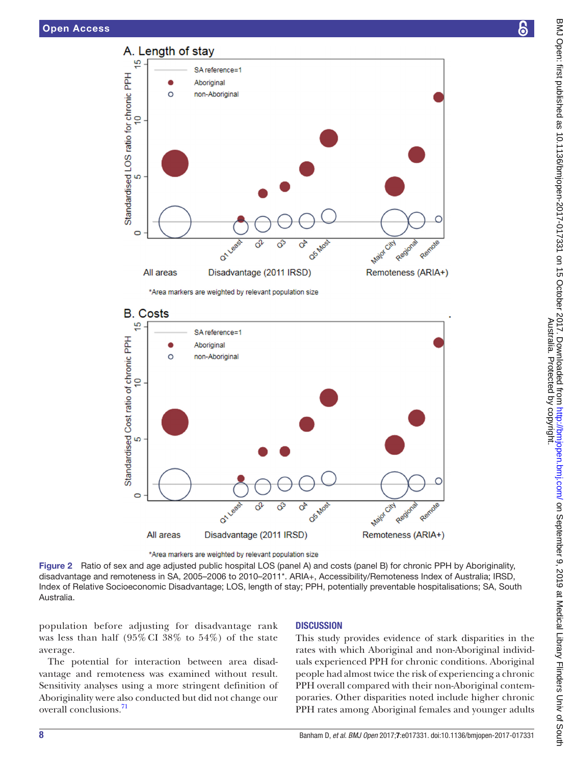Figure 2 Ratio of sex and age adjusted public hospital LOS (panel A) and costs (panel B) for chronic PPH by Aboriginality, disadvantage and remoteness in SA, 2005–2006 to 2010–2011*. ARIA+, Accessibility/Remoteness Index of Australia; IRSD, Index of Relative Socioeconomic Disadvantage; LOS, length of stay; PPH, potentially preventable hospitalisations; SA, South Australia.

population before adjusting for disadvantage rank was less than half (95% CI 38% to 54%) of the state average.

The potential for interaction between area disadvantage and remoteness was examined without result. Sensitivity analyses using a more stringent definition of Aboriginality were also conducted but did not change our overall conclusions.[71]

## DISCUSSION

This study provides evidence of stark disparities in the rates with which Aboriginal and non-Aboriginal individuals experienced PPH for chronic conditions. Aboriginal people had almost twice the risk of experiencing a chronic PPH overall compared with their non-Aboriginal contemporaries. Other disparities noted include higher chronic PPH rates among Aboriginal females and younger adults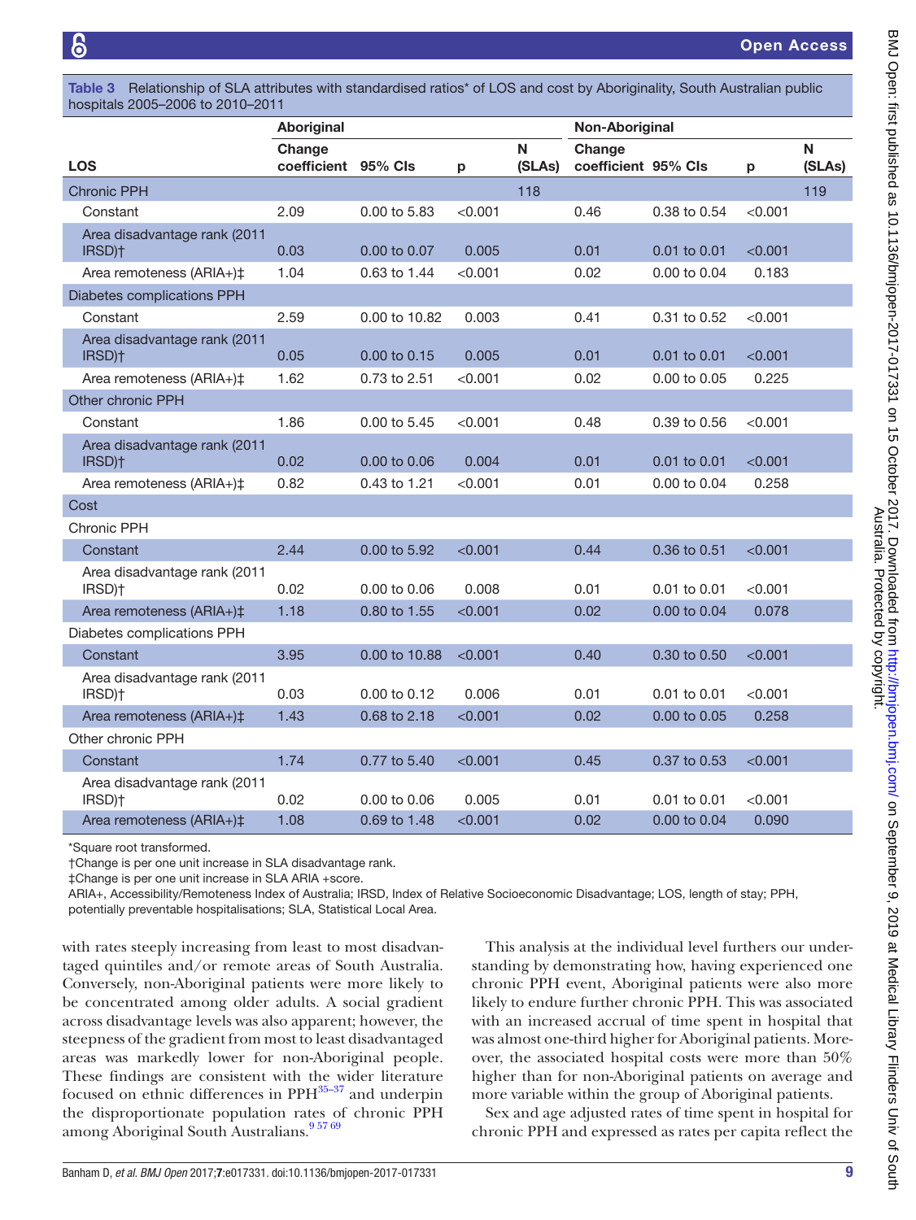**Table 3** Relationship of SLA attributes with standardised ratios* of LOS and cost by Aboriginality, South Australian public hospitals 2005–2006 to 2010–2011

| | Aboriginal | | | | Non-Aboriginal | | | |
|---|---|---|---|---|---|---|---|---|
| **LOS** | **Change coefficient** | **95% CIs** | **p** | **N (SLAs)** | **Change coefficient** | **95% CIs** | **p** | **N (SLAs)** |
| Chronic PPH | | | | 118 | | | | 119 |
| Constant | 2.09 | 0.00 to 5.83 | <0.001 | | 0.46 | 0.38 to 0.54 | <0.001 | |
| Area disadvantage rank (2011 IRSD)† | 0.03 | 0.00 to 0.07 | 0.005 | | 0.01 | 0.01 to 0.01 | <0.001 | |
| Area remoteness (ARIA+)‡ | 1.04 | 0.63 to 1.44 | <0.001 | | 0.02 | 0.00 to 0.04 | 0.183 | |
| Diabetes complications PPH | | | | | | | | |
| Constant | 2.59 | 0.00 to 10.82 | 0.003 | | 0.41 | 0.31 to 0.52 | <0.001 | |
| Area disadvantage rank (2011 IRSD)† | 0.05 | 0.00 to 0.15 | 0.005 | | 0.01 | 0.01 to 0.01 | <0.001 | |
| Area remoteness (ARIA+)‡ | 1.62 | 0.73 to 2.51 | <0.001 | | 0.02 | 0.00 to 0.05 | 0.225 | |
| Other chronic PPH | | | | | | | | |
| Constant | 1.86 | 0.00 to 5.45 | <0.001 | | 0.48 | 0.39 to 0.56 | <0.001 | |
| Area disadvantage rank (2011 IRSD)† | 0.02 | 0.00 to 0.06 | 0.004 | | 0.01 | 0.01 to 0.01 | <0.001 | |
| Area remoteness (ARIA+)‡ | 0.82 | 0.43 to 1.21 | <0.001 | | 0.01 | 0.00 to 0.04 | 0.258 | |
| Cost | | | | | | | | |
| Chronic PPH | | | | | | | | |
| Constant | 2.44 | 0.00 to 5.92 | <0.001 | | 0.44 | 0.36 to 0.51 | <0.001 | |
| Area disadvantage rank (2011 IRSD)† | 0.02 | 0.00 to 0.06 | 0.008 | | 0.01 | 0.01 to 0.01 | <0.001 | |
| Area remoteness (ARIA+)‡ | 1.18 | 0.80 to 1.55 | <0.001 | | 0.02 | 0.00 to 0.04 | 0.078 | |
| Diabetes complications PPH | | | | | | | | |
| Constant | 3.95 | 0.00 to 10.88 | <0.001 | | 0.40 | 0.30 to 0.50 | <0.001 | |
| Area disadvantage rank (2011 IRSD)† | 0.03 | 0.00 to 0.12 | 0.006 | | 0.01 | 0.01 to 0.01 | <0.001 | |
| Area remoteness (ARIA+)‡ | 1.43 | 0.68 to 2.18 | <0.001 | | 0.02 | 0.00 to 0.05 | 0.258 | |
| Other chronic PPH | | | | | | | | |
| Constant | 1.74 | 0.77 to 5.40 | <0.001 | | 0.45 | 0.37 to 0.53 | <0.001 | |
| Area disadvantage rank (2011 IRSD)† | 0.02 | 0.00 to 0.06 | 0.005 | | 0.01 | 0.01 to 0.01 | <0.001 | |
| Area remoteness (ARIA+)‡ | 1.08 | 0.69 to 1.48 | <0.001 | | 0.02 | 0.00 to 0.04 | 0.090 | |

*Square root transformed.
†Change is per one unit increase in SLA disadvantage rank.
‡Change is per one unit increase in SLA ARIA +score.
ARIA+, Accessibility/Remoteness Index of Australia; IRSD, Index of Relative Socioeconomic Disadvantage; LOS, length of stay; PPH, potentially preventable hospitalisations; SLA, Statistical Local Area.

with rates steeply increasing from least to most disadvantaged quintiles and/or remote areas of South Australia. Conversely, non-Aboriginal patients were more likely to be concentrated among older adults. A social gradient across disadvantage levels was also apparent; however, the steepness of the gradient from most to least disadvantaged areas was markedly lower for non-Aboriginal people. These findings are consistent with the wider literature focused on ethnic differences in PPH[35–37] and underpin the disproportionate population rates of chronic PPH among Aboriginal South Australians.[9 57 69]

This analysis at the individual level furthers our understanding by demonstrating how, having experienced one chronic PPH event, Aboriginal patients were also more likely to endure further chronic PPH. This was associated with an increased accrual of time spent in hospital that was almost one-third higher for Aboriginal patients. Moreover, the associated hospital costs were more than 50% higher than for non-Aboriginal patients on average and more variable within the group of Aboriginal patients.

Sex and age adjusted rates of time spent in hospital for chronic PPH and expressed as rates per capita reflect the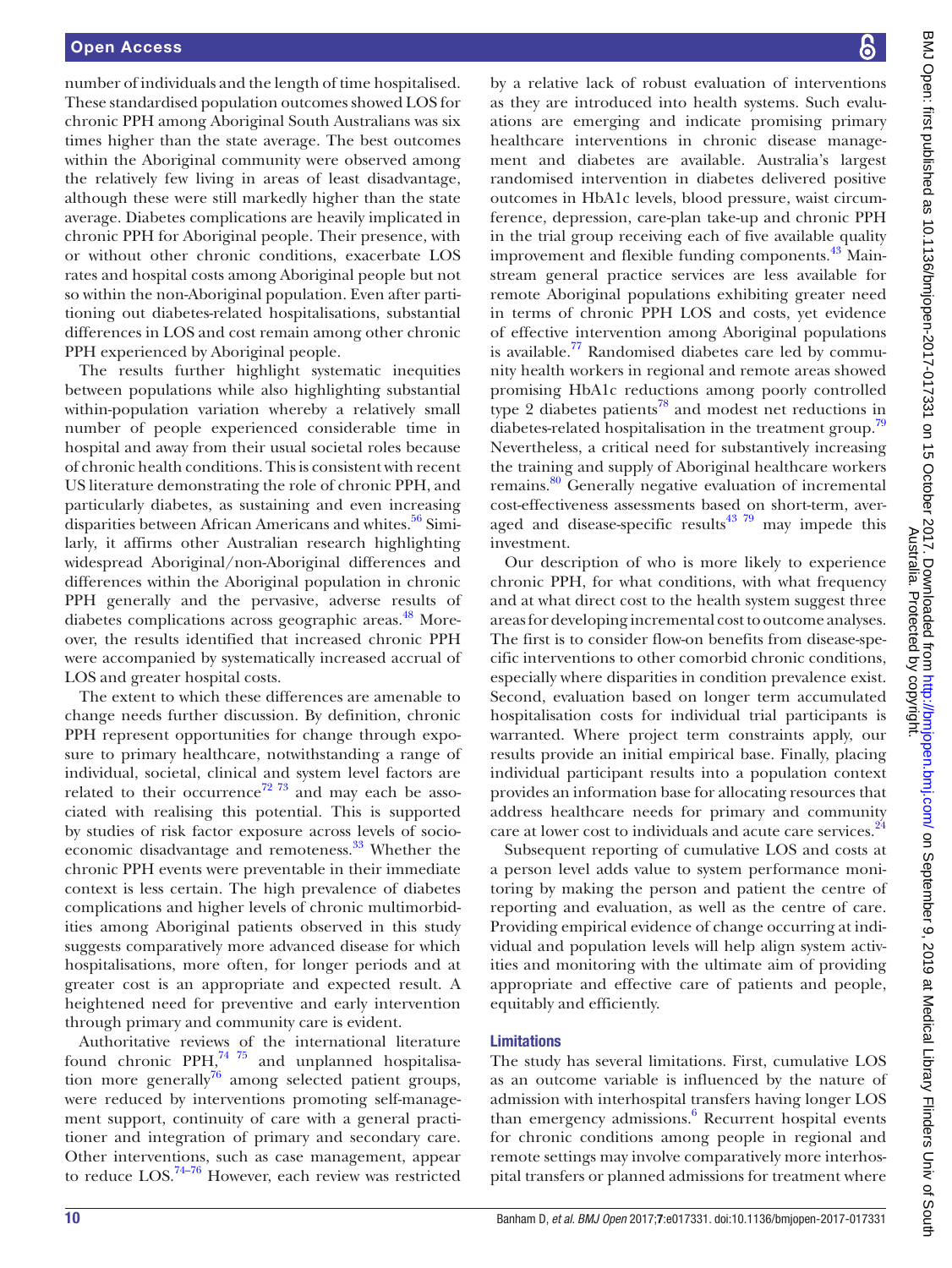number of individuals and the length of time hospitalised. These standardised population outcomes showed LOS for chronic PPH among Aboriginal South Australians was six times higher than the state average. The best outcomes within the Aboriginal community were observed among the relatively few living in areas of least disadvantage, although these were still markedly higher than the state average. Diabetes complications are heavily implicated in chronic PPH for Aboriginal people. Their presence, with or without other chronic conditions, exacerbate LOS rates and hospital costs among Aboriginal people but not so within the non-Aboriginal population. Even after partitioning out diabetes-related hospitalisations, substantial differences in LOS and cost remain among other chronic PPH experienced by Aboriginal people.

The results further highlight systematic inequities between populations while also highlighting substantial within-population variation whereby a relatively small number of people experienced considerable time in hospital and away from their usual societal roles because of chronic health conditions. This is consistent with recent US literature demonstrating the role of chronic PPH, and particularly diabetes, as sustaining and even increasing disparities between African Americans and whites.[56] Similarly, it affirms other Australian research highlighting widespread Aboriginal/non-Aboriginal differences and differences within the Aboriginal population in chronic PPH generally and the pervasive, adverse results of diabetes complications across geographic areas.[48] Moreover, the results identified that increased chronic PPH were accompanied by systematically increased accrual of LOS and greater hospital costs.

The extent to which these differences are amenable to change needs further discussion. By definition, chronic PPH represent opportunities for change through exposure to primary healthcare, notwithstanding a range of individual, societal, clinical and system level factors are related to their occurrence[72 73] and may each be associated with realising this potential. This is supported by studies of risk factor exposure across levels of socioeconomic disadvantage and remoteness.[33] Whether the chronic PPH events were preventable in their immediate context is less certain. The high prevalence of diabetes complications and higher levels of chronic multimorbidities among Aboriginal patients observed in this study suggests comparatively more advanced disease for which hospitalisations, more often, for longer periods and at greater cost is an appropriate and expected result. A heightened need for preventive and early intervention through primary and community care is evident.

Authoritative reviews of the international literature found chronic PPH,[74 75] and unplanned hospitalisation more generally[76] among selected patient groups, were reduced by interventions promoting self-management support, continuity of care with a general practitioner and integration of primary and secondary care. Other interventions, such as case management, appear to reduce LOS.[74–76] However, each review was restricted by a relative lack of robust evaluation of interventions as they are introduced into health systems. Such evaluations are emerging and indicate promising primary healthcare interventions in chronic disease management and diabetes are available. Australia's largest randomised intervention in diabetes delivered positive outcomes in HbA1c levels, blood pressure, waist circumference, depression, care-plan take-up and chronic PPH in the trial group receiving each of five available quality improvement and flexible funding components.[43] Mainstream general practice services are less available for remote Aboriginal populations exhibiting greater need in terms of chronic PPH LOS and costs, yet evidence of effective intervention among Aboriginal populations is available.[77] Randomised diabetes care led by community health workers in regional and remote areas showed promising HbA1c reductions among poorly controlled type 2 diabetes patients[78] and modest net reductions in diabetes-related hospitalisation in the treatment group.[79] Nevertheless, a critical need for substantively increasing the training and supply of Aboriginal healthcare workers remains.[80] Generally negative evaluation of incremental cost-effectiveness assessments based on short-term, averaged and disease-specific results[43 79] may impede this investment.

Our description of who is more likely to experience chronic PPH, for what conditions, with what frequency and at what direct cost to the health system suggest three areas for developing incremental cost to outcome analyses. The first is to consider flow-on benefits from disease-specific interventions to other comorbid chronic conditions, especially where disparities in condition prevalence exist. Second, evaluation based on longer term accumulated hospitalisation costs for individual trial participants is warranted. Where project term constraints apply, our results provide an initial empirical base. Finally, placing individual participant results into a population context provides an information base for allocating resources that address healthcare needs for primary and community care at lower cost to individuals and acute care services.[24]

Subsequent reporting of cumulative LOS and costs at a person level adds value to system performance monitoring by making the person and patient the centre of reporting and evaluation, as well as the centre of care. Providing empirical evidence of change occurring at individual and population levels will help align system activities and monitoring with the ultimate aim of providing appropriate and effective care of patients and people, equitably and efficiently.

## Limitations

The study has several limitations. First, cumulative LOS as an outcome variable is influenced by the nature of admission with interhospital transfers having longer LOS than emergency admissions.[6] Recurrent hospital events for chronic conditions among people in regional and remote settings may involve comparatively more interhospital transfers or planned admissions for treatment where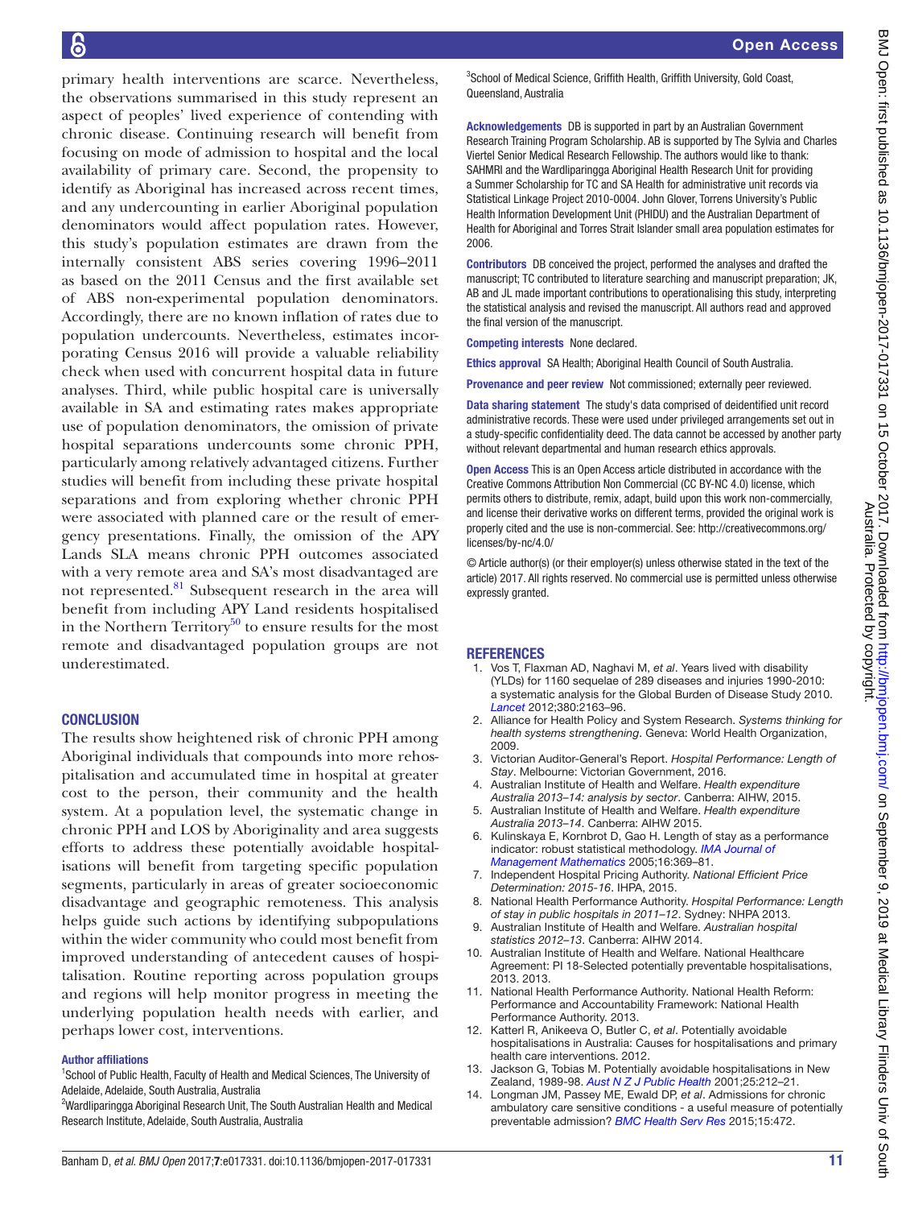primary health interventions are scarce. Nevertheless, the observations summarised in this study represent an aspect of peoples' lived experience of contending with chronic disease. Continuing research will benefit from focusing on mode of admission to hospital and the local availability of primary care. Second, the propensity to identify as Aboriginal has increased across recent times, and any undercounting in earlier Aboriginal population denominators would affect population rates. However, this study's population estimates are drawn from the internally consistent ABS series covering 1996–2011 as based on the 2011 Census and the first available set of ABS non-experimental population denominators. Accordingly, there are no known inflation of rates due to population undercounts. Nevertheless, estimates incorporating Census 2016 will provide a valuable reliability check when used with concurrent hospital data in future analyses. Third, while public hospital care is universally available in SA and estimating rates makes appropriate use of population denominators, the omission of private hospital separations undercounts some chronic PPH, particularly among relatively advantaged citizens. Further studies will benefit from including these private hospital separations and from exploring whether chronic PPH were associated with planned care or the result of emergency presentations. Finally, the omission of the APY Lands SLA means chronic PPH outcomes associated with a very remote area and SA's most disadvantaged are not represented.[81] Subsequent research in the area will benefit from including APY Land residents hospitalised in the Northern Territory[50] to ensure results for the most remote and disadvantaged population groups are not underestimated.

## CONCLUSION

The results show heightened risk of chronic PPH among Aboriginal individuals that compounds into more rehospitalisation and accumulated time in hospital at greater cost to the person, their community and the health system. At a population level, the systematic change in chronic PPH and LOS by Aboriginality and area suggests efforts to address these potentially avoidable hospitalisations will benefit from targeting specific population segments, particularly in areas of greater socioeconomic disadvantage and geographic remoteness. This analysis helps guide such actions by identifying subpopulations within the wider community who could most benefit from improved understanding of antecedent causes of hospitalisation. Routine reporting across population groups and regions will help monitor progress in meeting the underlying population health needs with earlier, and perhaps lower cost, interventions.

**Author affiliations**

[1]School of Public Health, Faculty of Health and Medical Sciences, The University of Adelaide, Adelaide, South Australia, Australia

[2]Wardliparingga Aboriginal Research Unit, The South Australian Health and Medical Research Institute, Adelaide, South Australia, Australia

[3]School of Medical Science, Griffith Health, Griffith University, Gold Coast, Queensland, Australia

**Acknowledgements** DB is supported in part by an Australian Government Research Training Program Scholarship. AB is supported by The Sylvia and Charles Viertel Senior Medical Research Fellowship. The authors would like to thank: SAHMRI and the Wardliparingga Aboriginal Health Research Unit for providing a Summer Scholarship for TC and SA Health for administrative unit records via Statistical Linkage Project 2010-0004. John Glover, Torrens University's Public Health Information Development Unit (PHIDU) and the Australian Department of Health for Aboriginal and Torres Strait Islander small area population estimates for 2006.

**Contributors** DB conceived the project, performed the analyses and drafted the manuscript; TC contributed to literature searching and manuscript preparation; JK, AB and JL made important contributions to operationalising this study, interpreting the statistical analysis and revised the manuscript. All authors read and approved the final version of the manuscript.

**Competing interests** None declared.

**Ethics approval** SA Health; Aboriginal Health Council of South Australia.

**Provenance and peer review** Not commissioned; externally peer reviewed.

**Data sharing statement** The study's data comprised of deidentified unit record administrative records. These were used under privileged arrangements set out in a study-specific confidentiality deed. The data cannot be accessed by another party without relevant departmental and human research ethics approvals.

**Open Access** This is an Open Access article distributed in accordance with the Creative Commons Attribution Non Commercial (CC BY-NC 4.0) license, which permits others to distribute, remix, adapt, build upon this work non-commercially, and license their derivative works on different terms, provided the original work is properly cited and the use is non-commercial. See: http://creativecommons.org/licenses/by-nc/4.0/

© Article author(s) (or their employer(s) unless otherwise stated in the text of the article) 2017. All rights reserved. No commercial use is permitted unless otherwise expressly granted.

## REFERENCES

1. Vos T, Flaxman AD, Naghavi M, *et al*. Years lived with disability (YLDs) for 1160 sequelae of 289 diseases and injuries 1990-2010: a systematic analysis for the Global Burden of Disease Study 2010. *Lancet* 2012;380:2163–96.
2. Alliance for Health Policy and System Research. *Systems thinking for health systems strengthening*. Geneva: World Health Organization, 2009.
3. Victorian Auditor-General's Report. *Hospital Performance: Length of Stay*. Melbourne: Victorian Government, 2016.
4. Australian Institute of Health and Welfare. *Health expenditure Australia 2013–14: analysis by sector*. Canberra: AIHW, 2015.
5. Australian Institute of Health and Welfare. *Health expenditure Australia 2013–14*. Canberra: AIHW 2015.
6. Kulinskaya E, Kornbrot D, Gao H. Length of stay as a performance indicator: robust statistical methodology. *IMA Journal of Management Mathematics* 2005;16:369–81.
7. Independent Hospital Pricing Authority. *National Efficient Price Determination: 2015-16*. IHPA, 2015.
8. National Health Performance Authority. *Hospital Performance: Length of stay in public hospitals in 2011–12*. Sydney: NHPA 2013.
9. Australian Institute of Health and Welfare. *Australian hospital statistics 2012–13*. Canberra: AIHW 2014.
10. Australian Institute of Health and Welfare. National Healthcare Agreement: PI 18-Selected potentially preventable hospitalisations, 2013. 2013.
11. National Health Performance Authority. National Health Reform: Performance and Accountability Framework: National Health Performance Authority. 2013.
12. Katterl R, Anikeeva O, Butler C, *et al*. Potentially avoidable hospitalisations in Australia: Causes for hospitalisations and primary health care interventions. 2012.
13. Jackson G, Tobias M. Potentially avoidable hospitalisations in New Zealand, 1989-98. *Aust N Z J Public Health* 2001;25:212–21.
14. Longman JM, Passey ME, Ewald DP, *et al*. Admissions for chronic ambulatory care sensitive conditions - a useful measure of potentially preventable admission? *BMC Health Serv Res* 2015;15:472.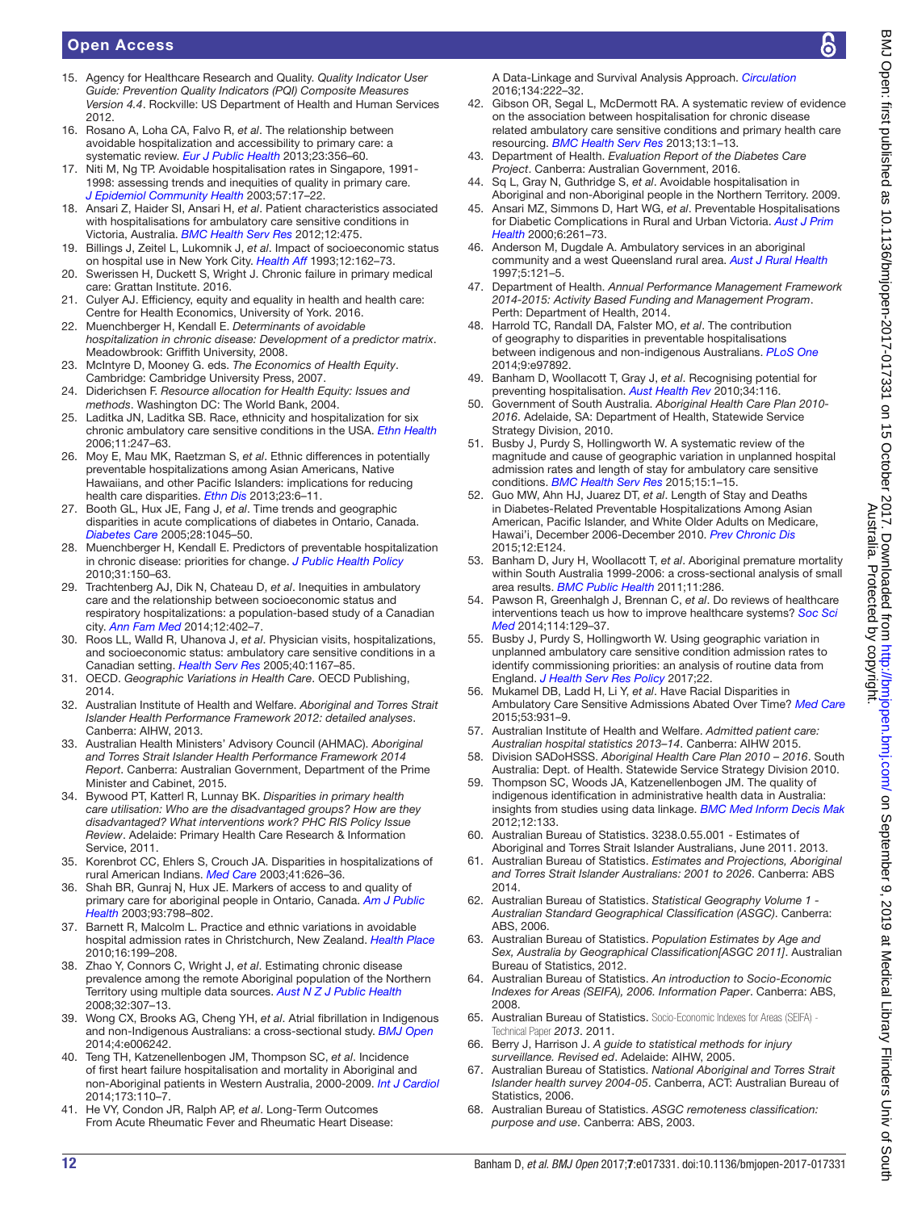15. Agency for Healthcare Research and Quality. *Quality Indicator User Guide: Prevention Quality Indicators (PQI) Composite Measures Version 4.4*. Rockville: US Department of Health and Human Services 2012.
16. Rosano A, Loha CA, Falvo R, *et al*. The relationship between avoidable hospitalization and accessibility to primary care: a systematic review. *Eur J Public Health* 2013;23:356–60.
17. Niti M, Ng TP. Avoidable hospitalisation rates in Singapore, 1991-1998: assessing trends and inequities of quality in primary care. *J Epidemiol Community Health* 2003;57:17–22.
18. Ansari Z, Haider SI, Ansari H, *et al*. Patient characteristics associated with hospitalisations for ambulatory care sensitive conditions in Victoria, Australia. *BMC Health Serv Res* 2012;12:475.
19. Billings J, Zeitel L, Lukomnik J, *et al*. Impact of socioeconomic status on hospital use in New York City. *Health Aff* 1993;12:162–73.
20. Swerissen H, Duckett S, Wright J. Chronic failure in primary medical care: Grattan Institute. 2016.
21. Culyer AJ. Efficiency, equity and equality in health and health care: Centre for Health Economics, University of York. 2016.
22. Muenchberger H, Kendall E. *Determinants of avoidable hospitalization in chronic disease: Development of a predictor matrix*. Meadowbrook: Griffith University, 2008.
23. McIntyre D, Mooney G. eds. *The Economics of Health Equity*. Cambridge: Cambridge University Press, 2007.
24. Diderichsen F. *Resource allocation for Health Equity: Issues and methods*. Washington DC: The World Bank, 2004.
25. Laditka JN, Laditka SB. Race, ethnicity and hospitalization for six chronic ambulatory care sensitive conditions in the USA. *Ethn Health* 2006;11:247–63.
26. Moy E, Mau MK, Raetzman S, *et al*. Ethnic differences in potentially preventable hospitalizations among Asian Americans, Native Hawaiians, and other Pacific Islanders: implications for reducing health care disparities. *Ethn Dis* 2013;23:6–11.
27. Booth GL, Hux JE, Fang J, *et al*. Time trends and geographic disparities in acute complications of diabetes in Ontario, Canada. *Diabetes Care* 2005;28:1045–50.
28. Muenchberger H, Kendall E. Predictors of preventable hospitalization in chronic disease: priorities for change. *J Public Health Policy* 2010;31:150–63.
29. Trachtenberg AJ, Dik N, Chateau D, *et al*. Inequities in ambulatory care and the relationship between socioeconomic status and respiratory hospitalizations: a population-based study of a Canadian city. *Ann Fam Med* 2014;12:402–7.
30. Roos LL, Walld R, Uhanova J, *et al*. Physician visits, hospitalizations, and socioeconomic status: ambulatory care sensitive conditions in a Canadian setting. *Health Serv Res* 2005;40:1167–85.
31. OECD. *Geographic Variations in Health Care*. OECD Publishing, 2014.
32. Australian Institute of Health and Welfare. *Aboriginal and Torres Strait Islander Health Performance Framework 2012: detailed analyses*. Canberra: AIHW, 2013.
33. Australian Health Ministers' Advisory Council (AHMAC). *Aboriginal and Torres Strait Islander Health Performance Framework 2014 Report*. Canberra: Australian Government, Department of the Prime Minister and Cabinet, 2015.
34. Bywood PT, Katterl R, Lunnay BK. *Disparities in primary health care utilisation: Who are the disadvantaged groups? How are they disadvantaged? What interventions work? PHC RIS Policy Issue Review*. Adelaide: Primary Health Care Research & Information Service, 2011.
35. Korenbrot CC, Ehlers S, Crouch JA. Disparities in hospitalizations of rural American Indians. *Med Care* 2003;41:626–36.
36. Shah BR, Gunraj N, Hux JE. Markers of access to and quality of primary care for aboriginal people in Ontario, Canada. *Am J Public Health* 2003;93:798–802.
37. Barnett R, Malcolm L. Practice and ethnic variations in avoidable hospital admission rates in Christchurch, New Zealand. *Health Place* 2010;16:199–208.
38. Zhao Y, Connors C, Wright J, *et al*. Estimating chronic disease prevalence among the remote Aboriginal population of the Northern Territory using multiple data sources. *Aust N Z J Public Health* 2008;32:307–13.
39. Wong CX, Brooks AG, Cheng YH, *et al*. Atrial fibrillation in Indigenous and non-Indigenous Australians: a cross-sectional study. *BMJ Open* 2014;4:e006242.
40. Teng TH, Katzenellenbogen JM, Thompson SC, *et al*. Incidence of first heart failure hospitalisation and mortality in Aboriginal and non-Aboriginal patients in Western Australia, 2000-2009. *Int J Cardiol* 2014;173:110–7.
41. He VY, Condon JR, Ralph AP, *et al*. Long-Term Outcomes From Acute Rheumatic Fever and Rheumatic Heart Disease: A Data-Linkage and Survival Analysis Approach. *Circulation* 2016;134:222–32.
42. Gibson OR, Segal L, McDermott RA. A systematic review of evidence on the association between hospitalisation for chronic disease related ambulatory care sensitive conditions and primary health care resourcing. *BMC Health Serv Res* 2013;13:1–13.
43. Department of Health. *Evaluation Report of the Diabetes Care Project*. Canberra: Australian Government, 2016.
44. Sq L, Gray N, Guthridge S, *et al*. Avoidable hospitalisation in Aboriginal and non-Aboriginal people in the Northern Territory. 2009.
45. Ansari MZ, Simmons D, Hart WG, *et al*. Preventable Hospitalisations for Diabetic Complications in Rural and Urban Victoria. *Aust J Prim Health* 2000;6:261–73.
46. Anderson M, Dugdale A. Ambulatory services in an aboriginal community and a west Queensland rural area. *Aust J Rural Health* 1997;5:121–5.
47. Department of Health. *Annual Performance Management Framework 2014-2015: Activity Based Funding and Management Program*. Perth: Department of Health, 2014.
48. Harrold TC, Randall DA, Falster MO, *et al*. The contribution of geography to disparities in preventable hospitalisations between indigenous and non-indigenous Australians. *PLoS One* 2014;9:e97892.
49. Banham D, Woollacott T, Gray J, *et al*. Recognising potential for preventing hospitalisation. *Aust Health Rev* 2010;34:116.
50. Government of South Australia. *Aboriginal Health Care Plan 2010-2016*. Adelaide, SA: Department of Health, Statewide Service Strategy Division, 2010.
51. Busby J, Purdy S, Hollingworth W. A systematic review of the magnitude and cause of geographic variation in unplanned hospital admission rates and length of stay for ambulatory care sensitive conditions. *BMC Health Serv Res* 2015;15:1–15.
52. Guo MW, Ahn HJ, Juarez DT, *et al*. Length of Stay and Deaths in Diabetes-Related Preventable Hospitalizations Among Asian American, Pacific Islander, and White Older Adults on Medicare, Hawai'i, December 2006-December 2010. *Prev Chronic Dis* 2015;12:E124.
53. Banham D, Jury H, Woollacott T, *et al*. Aboriginal premature mortality within South Australia 1999-2006: a cross-sectional analysis of small area results. *BMC Public Health* 2011;11:286.
54. Pawson R, Greenhalgh J, Brennan C, *et al*. Do reviews of healthcare interventions teach us how to improve healthcare systems? *Soc Sci Med* 2014;114:129–37.
55. Busby J, Purdy S, Hollingworth W. Using geographic variation in unplanned ambulatory care sensitive condition admission rates to identify commissioning priorities: an analysis of routine data from England. *J Health Serv Res Policy* 2017;22.
56. Mukamel DB, Ladd H, Li Y, *et al*. Have Racial Disparities in Ambulatory Care Sensitive Admissions Abated Over Time? *Med Care* 2015;53:931–9.
57. Australian Institute of Health and Welfare. *Admitted patient care: Australian hospital statistics 2013–14*. Canberra: AIHW 2015.
58. Division SADoHSSS. *Aboriginal Health Care Plan 2010 – 2016*. South Australia: Dept. of Health. Statewide Service Strategy Division 2010.
59. Thompson SC, Woods JA, Katzenellenbogen JM. The quality of indigenous identification in administrative health data in Australia: insights from studies using data linkage. *BMC Med Inform Decis Mak* 2012;12:133.
60. Australian Bureau of Statistics. 3238.0.55.001 - Estimates of Aboriginal and Torres Strait Islander Australians, June 2011. 2013.
61. Australian Bureau of Statistics. *Estimates and Projections, Aboriginal and Torres Strait Islander Australians: 2001 to 2026*. Canberra: ABS 2014.
62. Australian Bureau of Statistics. *Statistical Geography Volume 1 - Australian Standard Geographical Classification (ASGC)*. Canberra: ABS, 2006.
63. Australian Bureau of Statistics. *Population Estimates by Age and Sex, Australia by Geographical Classification[ASGC 2011]*. Australian Bureau of Statistics, 2012.
64. Australian Bureau of Statistics. *An introduction to Socio-Economic Indexes for Areas (SEIFA), 2006. Information Paper*. Canberra: ABS, 2008.
65. Australian Bureau of Statistics. Socio-Economic Indexes for Areas (SEIFA) - Technical Paper *2013*. 2011.
66. Berry J, Harrison J. *A guide to statistical methods for injury surveillance. Revised ed*. Adelaide: AIHW, 2005.
67. Australian Bureau of Statistics. *National Aboriginal and Torres Strait Islander health survey 2004-05*. Canberra, ACT: Australian Bureau of Statistics, 2006.
68. Australian Bureau of Statistics. *ASGC remoteness classification: purpose and use*. Canberra: ABS, 2003.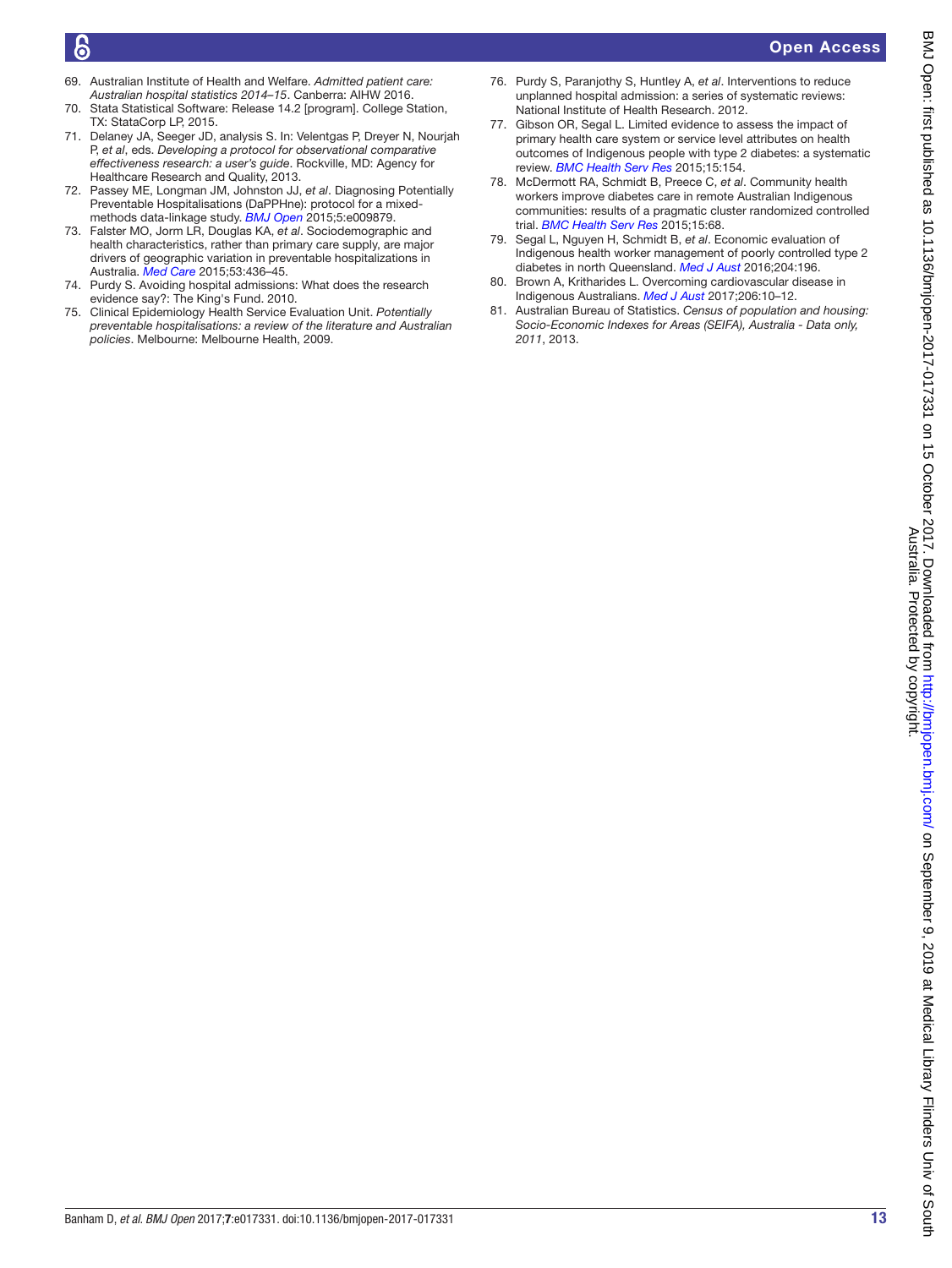69. Australian Institute of Health and Welfare. *Admitted patient care: Australian hospital statistics 2014–15*. Canberra: AIHW 2016.
70. Stata Statistical Software: Release 14.2 [program]. College Station, TX: StataCorp LP, 2015.
71. Delaney JA, Seeger JD, analysis S. In: Velentgas P, Dreyer N, Nourjah P, *et al*, eds. *Developing a protocol for observational comparative effectiveness research: a user's guide*. Rockville, MD: Agency for Healthcare Research and Quality, 2013.
72. Passey ME, Longman JM, Johnston JJ, *et al*. Diagnosing Potentially Preventable Hospitalisations (DaPPHne): protocol for a mixed-methods data-linkage study. *BMJ Open* 2015;5:e009879.
73. Falster MO, Jorm LR, Douglas KA, *et al*. Sociodemographic and health characteristics, rather than primary care supply, are major drivers of geographic variation in preventable hospitalizations in Australia. *Med Care* 2015;53:436–45.
74. Purdy S. Avoiding hospital admissions: What does the research evidence say?: The King's Fund. 2010.
75. Clinical Epidemiology Health Service Evaluation Unit. *Potentially preventable hospitalisations: a review of the literature and Australian policies*. Melbourne: Melbourne Health, 2009.
76. Purdy S, Paranjothy S, Huntley A, *et al*. Interventions to reduce unplanned hospital admission: a series of systematic reviews: National Institute of Health Research. 2012.
77. Gibson OR, Segal L. Limited evidence to assess the impact of primary health care system or service level attributes on health outcomes of Indigenous people with type 2 diabetes: a systematic review. *BMC Health Serv Res* 2015;15:154.
78. McDermott RA, Schmidt B, Preece C, *et al*. Community health workers improve diabetes care in remote Australian Indigenous communities: results of a pragmatic cluster randomized controlled trial. *BMC Health Serv Res* 2015;15:68.
79. Segal L, Nguyen H, Schmidt B, *et al*. Economic evaluation of Indigenous health worker management of poorly controlled type 2 diabetes in north Queensland. *Med J Aust* 2016;204:196.
80. Brown A, Kritharides L. Overcoming cardiovascular disease in Indigenous Australians. *Med J Aust* 2017;206:10–12.
81. Australian Bureau of Statistics. *Census of population and housing: Socio-Economic Indexes for Areas (SEIFA), Australia - Data only, 2011*, 2013.